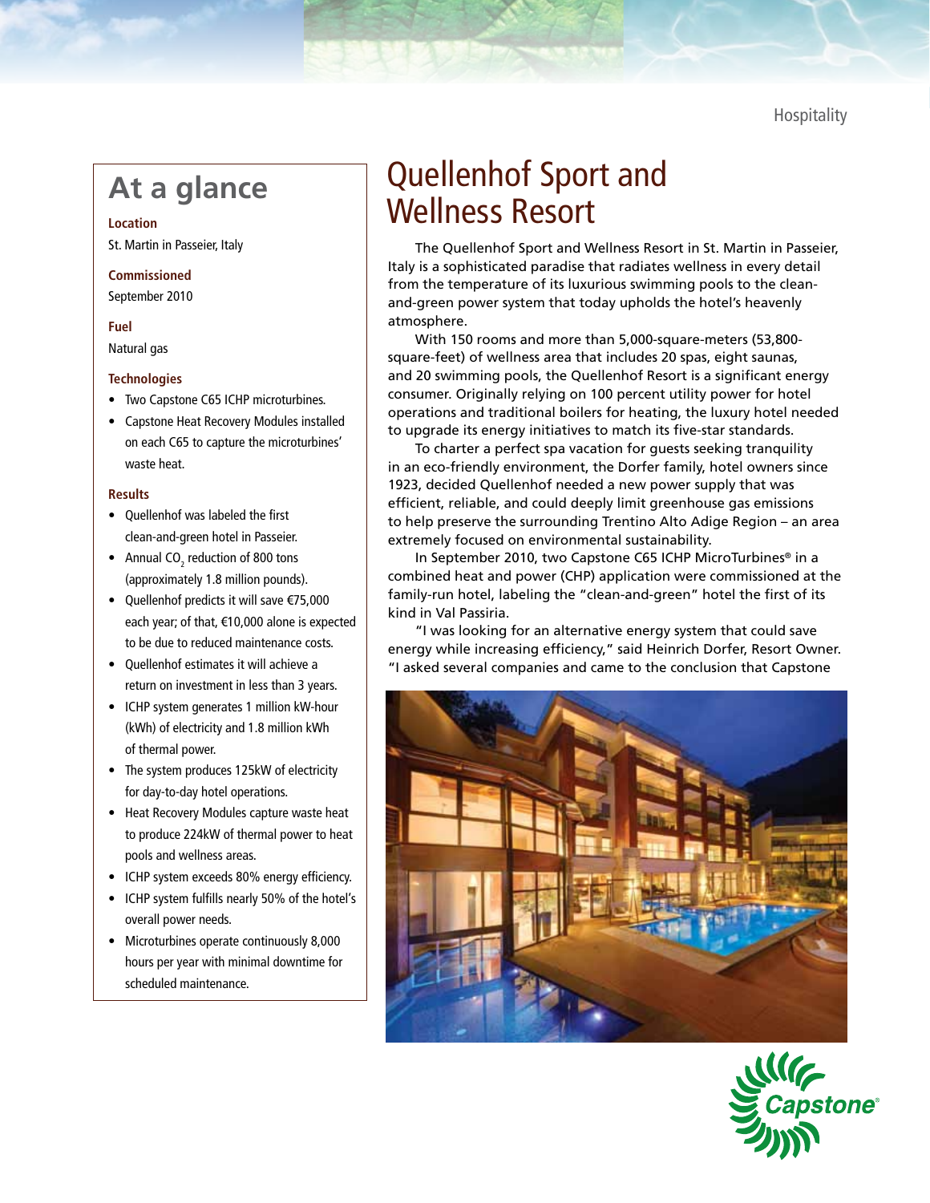Hospitality

# Quellenhof Sport and Wellness Resort

## At a glance

**Location**

St. Martin in Passeier, Italy

**Commissioned**

September 2010

**Fuel**

Natural gas

**Technologies**

- Two Capstone C65 ICHP microturbines.
- Capstone Heat Recovery Modules installed on each C65 to capture the microturbines' waste heat.

**Results**

- Quellenhof was labeled the first clean-and-green hotel in Passeier.
- Annual $CO_2$ reduction of 800 tons (approximately 1.8 million pounds).
- Quellenhof predicts it will save €75,000 each year; of that, €10,000 alone is expected to be due to reduced maintenance costs.
- Quellenhof estimates it will achieve a return on investment in less than 3 years.
- ICHP system generates 1 million kW-hour (kWh) of electricity and 1.8 million kWh of thermal power.
- The system produces 125kW of electricity for day-to-day hotel operations.
- Heat Recovery Modules capture waste heat to produce 224kW of thermal power to heat pools and wellness areas.
- ICHP system exceeds 80% energy efficiency.
- ICHP system fulfills nearly 50% of the hotel's overall power needs.
- Microturbines operate continuously 8,000 hours per year with minimal downtime for scheduled maintenance.

The Quellenhof Sport and Wellness Resort in St. Martin in Passeier, Italy is a sophisticated paradise that radiates wellness in every detail from the temperature of its luxurious swimming pools to the clean-and-green power system that today upholds the hotel's heavenly atmosphere.

With 150 rooms and more than 5,000-square-meters (53,800-square-feet) of wellness area that includes 20 spas, eight saunas, and 20 swimming pools, the Quellenhof Resort is a significant energy consumer. Originally relying on 100 percent utility power for hotel operations and traditional boilers for heating, the luxury hotel needed to upgrade its energy initiatives to match its five-star standards.

To charter a perfect spa vacation for guests seeking tranquility in an eco-friendly environment, the Dorfer family, hotel owners since 1923, decided Quellenhof needed a new power supply that was efficient, reliable, and could deeply limit greenhouse gas emissions to help preserve the surrounding Trentino Alto Adige Region – an area extremely focused on environmental sustainability.

In September 2010, two Capstone C65 ICHP MicroTurbines® in a combined heat and power (CHP) application were commissioned at the family-run hotel, labeling the "clean-and-green" hotel the first of its kind in Val Passiria.

"I was looking for an alternative energy system that could save energy while increasing efficiency," said Heinrich Dorfer, Resort Owner. "I asked several companies and came to the conclusion that Capstone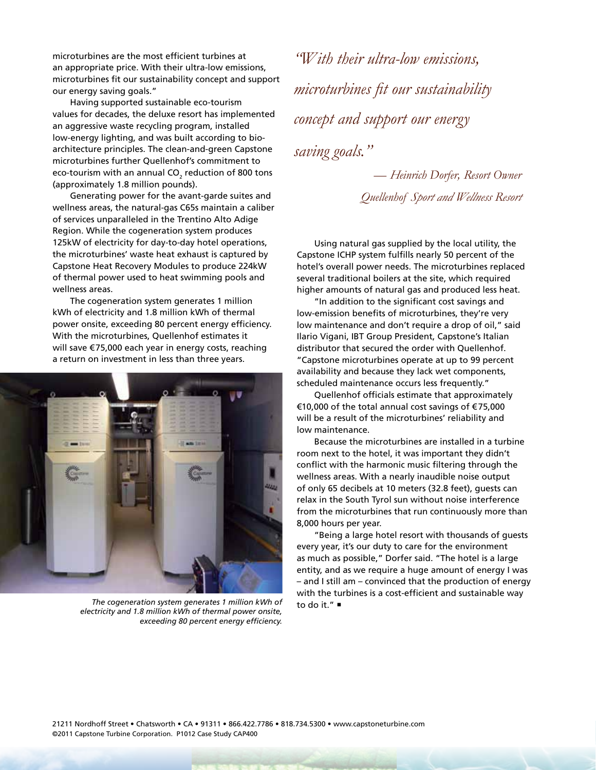microturbines are the most efficient turbines at an appropriate price. With their ultra-low emissions, microturbines fit our sustainability concept and support our energy saving goals."

Having supported sustainable eco-tourism values for decades, the deluxe resort has implemented an aggressive waste recycling program, installed low-energy lighting, and was built according to bio-architecture principles. The clean-and-green Capstone microturbines further Quellenhof's commitment to eco-tourism with an annual $CO_2$ reduction of 800 tons (approximately 1.8 million pounds).

Generating power for the avant-garde suites and wellness areas, the natural-gas C65s maintain a caliber of services unparalleled in the Trentino Alto Adige Region. While the cogeneration system produces 125kW of electricity for day-to-day hotel operations, the microturbines' waste heat exhaust is captured by Capstone Heat Recovery Modules to produce 224kW of thermal power used to heat swimming pools and wellness areas.

The cogeneration system generates 1 million kWh of electricity and 1.8 million kWh of thermal power onsite, exceeding 80 percent energy efficiency. With the microturbines, Quellenhof estimates it will save €75,000 each year in energy costs, reaching a return on investment in less than three years.

*The cogeneration system generates 1 million kWh of electricity and 1.8 million kWh of thermal power onsite, exceeding 80 percent energy efficiency.*

*"With their ultra-low emissions, microturbines fit our sustainability concept and support our energy saving goals."*

*— Heinrich Dorfer, Resort Owner*
*Quellenhof Sport and Wellness Resort*

Using natural gas supplied by the local utility, the Capstone ICHP system fulfills nearly 50 percent of the hotel's overall power needs. The microturbines replaced several traditional boilers at the site, which required higher amounts of natural gas and produced less heat.

"In addition to the significant cost savings and low-emission benefits of microturbines, they're very low maintenance and don't require a drop of oil," said Ilario Vigani, IBT Group President, Capstone's Italian distributor that secured the order with Quellenhof. "Capstone microturbines operate at up to 99 percent availability and because they lack wet components, scheduled maintenance occurs less frequently."

Quellenhof officials estimate that approximately €10,000 of the total annual cost savings of €75,000 will be a result of the microturbines' reliability and low maintenance.

Because the microturbines are installed in a turbine room next to the hotel, it was important they didn't conflict with the harmonic music filtering through the wellness areas. With a nearly inaudible noise output of only 65 decibels at 10 meters (32.8 feet), guests can relax in the South Tyrol sun without noise interference from the microturbines that run continuously more than 8,000 hours per year.

"Being a large hotel resort with thousands of guests every year, it's our duty to care for the environment as much as possible," Dorfer said. "The hotel is a large entity, and as we require a huge amount of energy I was – and I still am – convinced that the production of energy with the turbines is a cost-efficient and sustainable way to do it." ■

21211 Nordhoff Street • Chatsworth • CA • 91311 • 866.422.7786 • 818.734.5300 • www.capstoneturbine.com
©2011 Capstone Turbine Corporation. P1012 Case Study CAP400